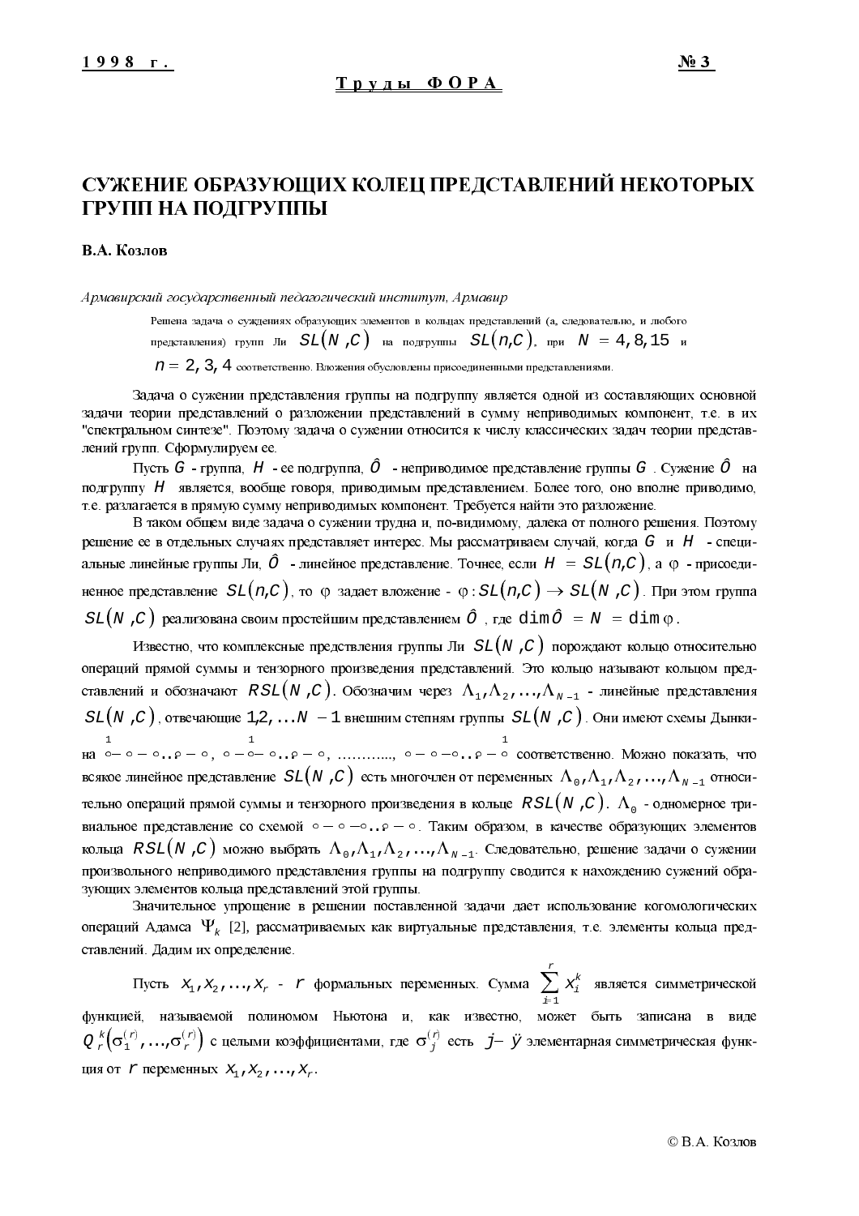# СУЖЕНИЕ ОБРАЗУЮЩИХ КОЛЕЦ ПРЕДСТАВЛЕНИЙ НЕКОТОРЫХ ГРУПП НА ПОДГРУППЫ

**В.А. Козлов**

*Армавирский государственный педагогический институт, Армавир*

Решена задача о суждениях образующих элементов в кольцах представлений (а, следовательно, и любого представления) групп Ли $SL(N,C)$ на подгруппы $SL(n,C)$, при $N = 4, 8, 15$ и $n = 2, 3, 4$ соответственно. Вложения обусловлены присоединенными представлениями.

Задача о сужении представления группы на подгруппу является одной из составляющих основной задачи теории представлений о разложении представлений в сумму неприводимых компонент, т.е. в их "спектральном синтезе". Поэтому задача о сужении относится к числу классических задач теории представлений групп. Сформулируем ее.

Пусть $G$ - группа, $H$ - ее подгруппа, $\hat{O}$ - неприводимое представление группы $G$. Сужение $\hat{O}$ на подгруппу $H$ является, вообще говоря, приводимым представлением. Более того, оно вполне приводимо, т.е. разлагается в прямую сумму неприводимых компонент. Требуется найти это разложение.

В таком общем виде задача о сужении трудна и, по-видимому, далека от полного решения. Поэтому решение ее в отдельных случаях представляет интерес. Мы рассматриваем случай, когда $G$ и $H$ - специальные линейные группы Ли, $\hat{O}$ - линейное представление. Точнее, если $H = SL(n,C)$, а $\varphi$ - присоединенное представление $SL(n,C)$, то $\varphi$ задает вложение - $\varphi : SL(n,C) \to SL(N,C)$. При этом группа $SL(N,C)$ реализована своим простейшим представлением $\hat{O}$, где $\dim\hat{O} = N = \dim\varphi$.

Известно, что комплексные предствления группы Ли $SL(N,C)$ порождают кольцо относительно операций прямой суммы и тензорного произведения представлений. Это кольцо называют кольцом представлений и обозначают $RSL(N,C)$. Обозначим через $\Lambda_1, \Lambda_2, \ldots, \Lambda_{N-1}$ - линейные представления $SL(N,C)$, отвечающие $1, 2, \ldots N-1$ внешним степеням группы $SL(N,C)$. Они имеют схемы Дынкина $\overset{1}{\circ}-\circ-\circ..\circ-\circ$, $\circ-\overset{1}{\circ}-\circ..\circ-\circ$, ..........., $\circ-\circ-\circ..\circ-\overset{1}{\circ}$ соответственно. Можно показать, что всякое линейное представление $SL(N,C)$ есть многочлен от переменных $\Lambda_0, \Lambda_1, \Lambda_2, \ldots, \Lambda_{N-1}$ относительно операций прямой суммы и тензорного произведения в кольце $RSL(N,C)$. $\Lambda_0$ - одномерное тривиальное представление со схемой $\circ-\circ-\circ..\circ-\circ$. Таким образом, в качестве образующих элементов кольца $RSL(N,C)$ можно выбрать $\Lambda_0, \Lambda_1, \Lambda_2, \ldots, \Lambda_{N-1}$. Следовательно, решение задачи о сужении произвольного неприводимого представления группы на подгруппу сводится к нахождению сужений образующих элементов кольца представлений этой группы.

Значительное упрощение в решении поставленной задачи дает использование когомологических операций Адамса $\Psi_k$ [2], рассматриваемых как виртуальные представления, т.е. элементы кольца представлений. Дадим их определение.

Пусть $x_1, x_2, \ldots, x_r$ - $r$ формальных переменных. Сумма $\sum_{i=1}^{r} x_i^k$ является симметрической функцией, называемой полиномом Ньютона и, как известно, может быть записана в виде $Q_r^k\left(\sigma_1^{(r)}, \ldots, \sigma_r^{(r)}\right)$ с целыми коэффициентами, где $\sigma_j^{(r)}$ есть $j$– ÿ элементарная симметрическая функция от $r$ переменных $x_1, x_2, \ldots, x_r$.

© В.А. Козлов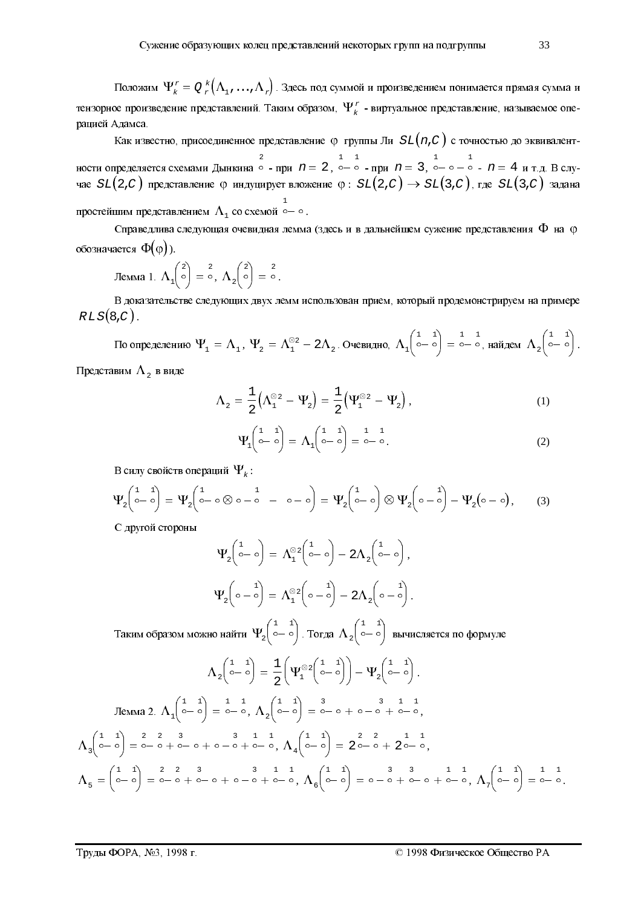Положим $\Psi_k^r = Q_r^k(\Lambda_1, \ldots, \Lambda_r)$. Здесь под суммой и произведением понимается прямая сумма и тензорное произведение представлений. Таким образом, $\Psi_k^r$ - виртуальное представление, называемое операцией Адамса.

Как известно, присоединенное представление $\varphi$ группы Ли $SL(n,C)$ с точностью до эквивалентности определяется схемами Дынкина $\overset{2}{\circ}$ - при $n = 2$, $\overset{1}{\circ}\!-\!\overset{1}{\circ}$ - при $n = 3$, $\overset{1}{\circ}\!-\!\circ\!-\!\overset{1}{\circ}$ - $n = 4$ и т.д. В случае $SL(2,C)$ представление $\varphi$ индуцирует вложение $\varphi$: $SL(2,C) \to SL(3,C)$, где $SL(3,C)$ задана простейшим представлением $\Lambda_1$ со схемой $\overset{1}{\circ}\!-\!\circ$.

Справедлива следующая очевидная лемма (здесь и в дальнейшем сужение представления $\Phi$ на $\varphi$ обозначается $\Phi(\varphi)$).

Лемма 1. $\Lambda_1\left(\overset{2}{\circ}\right) = \overset{2}{\circ}$, $\Lambda_2\left(\overset{2}{\circ}\right) = \overset{2}{\circ}$.

В доказательстве следующих двух лемм использован прием, который продемонстрируем на примере $RLS(8,C)$.

По определению $\Psi_1 = \Lambda_1$, $\Psi_2 = \Lambda_1^{\otimes 2} - 2\Lambda_2$. Очевидно, $\Lambda_1\left(\overset{1}{\circ}\!-\!\overset{1}{\circ}\right) = \overset{1}{\circ}\!-\!\overset{1}{\circ}$, найдем $\Lambda_2\left(\overset{1}{\circ}\!-\!\overset{1}{\circ}\right)$.

Представим $\Lambda_2$ в виде

$$\Lambda_2 = \frac{1}{2}\left(\Lambda_1^{\otimes 2} - \Psi_2\right) = \frac{1}{2}\left(\Psi_1^{\otimes 2} - \Psi_2\right), \tag{1}$$

$$\Psi_1\left(\overset{1}{\circ}\!-\!\overset{1}{\circ}\right) = \Lambda_1\left(\overset{1}{\circ}\!-\!\overset{1}{\circ}\right) = \overset{1}{\circ}\!-\!\overset{1}{\circ}. \tag{2}$$

В силу свойств операций $\Psi_k$:

$$\Psi_2\left(\overset{1}{\circ}\!-\!\overset{1}{\circ}\right) = \Psi_2\left(\overset{1}{\circ}\!-\!\circ \otimes \circ\!-\!\overset{1}{\circ} \;-\; \circ\!-\!\circ\right) = \Psi_2\left(\overset{1}{\circ}\!-\!\circ\right) \otimes \Psi_2\left(\circ\!-\!\overset{1}{\circ}\right) - \Psi_2\left(\circ\!-\!\circ\right), \tag{3}$$

С другой стороны

$$\Psi_2\left(\overset{1}{\circ}\!-\!\circ\right) = \Lambda_1^{\otimes 2}\left(\overset{1}{\circ}\!-\!\circ\right) - 2\Lambda_2\left(\overset{1}{\circ}\!-\!\circ\right),$$

$$\Psi_2\left(\circ\!-\!\overset{1}{\circ}\right) = \Lambda_1^{\otimes 2}\left(\circ\!-\!\overset{1}{\circ}\right) - 2\Lambda_2\left(\circ\!-\!\overset{1}{\circ}\right).$$

Таким образом можно найти $\Psi_2\left(\overset{1}{\circ}\!-\!\overset{1}{\circ}\right)$. Тогда $\Lambda_2\left(\overset{1}{\circ}\!-\!\overset{1}{\circ}\right)$ вычисляется по формуле

$$\Lambda_2\left(\overset{1}{\circ}\!-\!\overset{1}{\circ}\right) = \frac{1}{2}\left(\Psi_1^{\otimes 2}\left(\overset{1}{\circ}\!-\!\overset{1}{\circ}\right)\right) - \Psi_2\left(\overset{1}{\circ}\!-\!\overset{1}{\circ}\right).$$

Лемма 2. $\Lambda_1\left(\overset{1}{\circ}\!-\!\overset{1}{\circ}\right) = \overset{1}{\circ}\!-\!\overset{1}{\circ}$, $\Lambda_2\left(\overset{1}{\circ}\!-\!\overset{1}{\circ}\right) = \overset{3}{\circ}\!-\!\circ + \circ\!-\!\overset{3}{\circ} + \overset{1}{\circ}\!-\!\overset{1}{\circ}$,

$\Lambda_3\left(\overset{1}{\circ}\!-\!\overset{1}{\circ}\right) = \overset{2}{\circ}\!-\!\overset{2}{\circ} + \overset{3}{\circ}\!-\!\circ + \circ\!-\!\overset{3}{\circ} + \overset{1}{\circ}\!-\!\overset{1}{\circ}$, $\Lambda_4\left(\overset{1}{\circ}\!-\!\overset{1}{\circ}\right) = 2\overset{2}{\circ}\!-\!\overset{2}{\circ} + 2\overset{1}{\circ}\!-\!\overset{1}{\circ}$,

$\Lambda_5 = \left(\overset{1}{\circ}\!-\!\overset{1}{\circ}\right) = \overset{2}{\circ}\!-\!\overset{2}{\circ} + \overset{3}{\circ}\!-\!\circ + \circ\!-\!\overset{3}{\circ} + \overset{1}{\circ}\!-\!\overset{1}{\circ}$, $\Lambda_6\left(\overset{1}{\circ}\!-\!\overset{1}{\circ}\right) = \circ\!-\!\overset{3}{\circ} + \overset{3}{\circ}\!-\!\circ + \overset{1}{\circ}\!-\!\overset{1}{\circ}$, $\Lambda_7\left(\overset{1}{\circ}\!-\!\overset{1}{\circ}\right) = \overset{1}{\circ}\!-\!\overset{1}{\circ}$.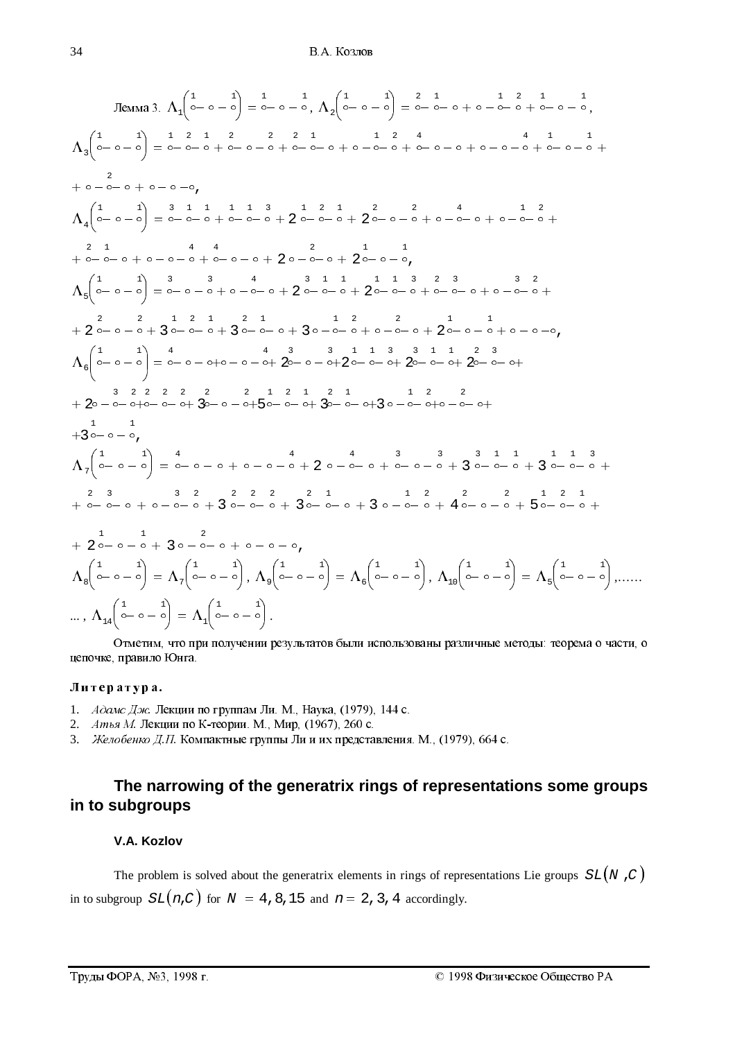Лемма 3. $\Lambda_1\left(\overset{1}{\circ}-\circ-\overset{1}{\circ}\right)=\overset{1}{\circ}-\circ-\overset{1}{\circ}$, $\Lambda_2\left(\overset{1}{\circ}-\circ-\overset{1}{\circ}\right)=\overset{2}{\circ}-\overset{1}{\circ}-\circ+\circ-\overset{1}{\circ}-\overset{2}{\circ}+\overset{1}{\circ}-\circ-\overset{1}{\circ}$,

$$\Lambda_3\left(\overset{1}{\circ}-\circ-\overset{1}{\circ}\right)=\overset{1}{\circ}-\overset{2}{\circ}-\overset{1}{\circ}+\overset{2}{\circ}-\circ-\overset{2}{\circ}+\overset{2}{\circ}-\overset{1}{\circ}-\circ+\circ-\overset{1}{\circ}-\overset{2}{\circ}+\overset{4}{\circ}-\circ-\circ+\circ-\circ-\overset{4}{\circ}+\overset{1}{\circ}-\circ-\overset{1}{\circ}+$$
$$+\circ-\overset{2}{\circ}-\circ+\circ-\circ-\circ,$$

$$\Lambda_4\left(\overset{1}{\circ}-\circ-\overset{1}{\circ}\right)=\overset{3}{\circ}-\overset{1}{\circ}-\overset{1}{\circ}+\overset{1}{\circ}-\overset{1}{\circ}-\overset{3}{\circ}+2\,\overset{1}{\circ}-\overset{2}{\circ}-\overset{1}{\circ}+2\,\overset{2}{\circ}-\circ-\overset{2}{\circ}+\circ-\overset{4}{\circ}-\circ+\circ-\overset{1}{\circ}-\overset{2}{\circ}+$$
$$+\overset{2}{\circ}-\overset{1}{\circ}-\circ+\circ-\circ-\overset{4}{\circ}+\overset{4}{\circ}-\circ-\circ+2\,\circ-\overset{2}{\circ}-\circ+2\,\overset{1}{\circ}-\circ-\overset{1}{\circ},$$

$$\Lambda_5\left(\overset{1}{\circ}-\circ-\overset{1}{\circ}\right)=\overset{3}{\circ}-\circ-\overset{3}{\circ}+\circ-\overset{4}{\circ}-\circ+2\,\overset{3}{\circ}-\overset{1}{\circ}-\overset{1}{\circ}+2\,\overset{1}{\circ}-\overset{1}{\circ}-\overset{3}{\circ}+\overset{2}{\circ}-\overset{3}{\circ}-\circ+\circ-\overset{3}{\circ}-\overset{2}{\circ}+$$
$$+2\,\overset{2}{\circ}-\circ-\overset{2}{\circ}+3\,\overset{1}{\circ}-\overset{2}{\circ}-\overset{1}{\circ}+3\,\overset{2}{\circ}-\overset{1}{\circ}-\circ+3\,\circ-\overset{1}{\circ}-\overset{2}{\circ}+\circ-\overset{2}{\circ}-\circ+2\,\overset{1}{\circ}-\circ-\overset{1}{\circ}+\circ-\circ-\circ,$$

$$\Lambda_6\left(\overset{1}{\circ}-\circ-\overset{1}{\circ}\right)=\overset{4}{\circ}-\circ-\circ+\circ-\circ-\overset{4}{\circ}+2\,\overset{3}{\circ}-\circ-\overset{3}{\circ}+2\,\overset{1}{\circ}-\overset{1}{\circ}-\overset{3}{\circ}+2\,\overset{3}{\circ}-\overset{1}{\circ}-\overset{1}{\circ}+2\,\overset{2}{\circ}-\overset{3}{\circ}-\circ+$$
$$+2\,\circ-\overset{3}{\circ}-\overset{2}{\circ}+\overset{2}{\circ}-\overset{2}{\circ}-\overset{2}{\circ}+3\,\overset{2}{\circ}-\circ-\overset{2}{\circ}+5\,\overset{1}{\circ}-\overset{2}{\circ}-\overset{1}{\circ}+3\,\overset{2}{\circ}-\overset{1}{\circ}-\circ+3\,\circ-\overset{1}{\circ}-\overset{2}{\circ}+\circ-\overset{2}{\circ}-\circ+$$
$$+3\,\overset{1}{\circ}-\circ-\overset{1}{\circ},$$

$$\Lambda_7\left(\overset{1}{\circ}-\circ-\overset{1}{\circ}\right)=\overset{4}{\circ}-\circ-\circ+\circ-\circ-\overset{4}{\circ}+2\,\circ-\overset{4}{\circ}-\circ+\overset{3}{\circ}-\circ-\overset{3}{\circ}+3\,\overset{3}{\circ}-\overset{1}{\circ}-\overset{1}{\circ}+3\,\overset{1}{\circ}-\overset{1}{\circ}-\overset{3}{\circ}+$$
$$+\overset{2}{\circ}-\overset{3}{\circ}-\circ+\circ-\overset{3}{\circ}-\overset{2}{\circ}+3\,\overset{2}{\circ}-\overset{2}{\circ}-\overset{2}{\circ}+3\,\overset{2}{\circ}-\overset{1}{\circ}-\circ+3\,\circ-\overset{1}{\circ}-\overset{2}{\circ}+4\,\overset{2}{\circ}-\circ-\overset{2}{\circ}+5\,\overset{1}{\circ}-\overset{2}{\circ}-\overset{1}{\circ}+$$
$$+2\,\overset{1}{\circ}-\circ-\overset{1}{\circ}+3\,\circ-\overset{2}{\circ}-\circ+\circ-\circ-\circ,$$

$$\Lambda_8\left(\overset{1}{\circ}-\circ-\overset{1}{\circ}\right)=\Lambda_7\left(\overset{1}{\circ}-\circ-\overset{1}{\circ}\right),\ \Lambda_9\left(\overset{1}{\circ}-\circ-\overset{1}{\circ}\right)=\Lambda_6\left(\overset{1}{\circ}-\circ-\overset{1}{\circ}\right),\ \Lambda_{10}\left(\overset{1}{\circ}-\circ-\overset{1}{\circ}\right)=\Lambda_5\left(\overset{1}{\circ}-\circ-\overset{1}{\circ}\right),\ldots\ldots$$
$$\ldots,\ \Lambda_{14}\left(\overset{1}{\circ}-\circ-\overset{1}{\circ}\right)=\Lambda_1\left(\overset{1}{\circ}-\circ-\overset{1}{\circ}\right).$$

Отметим, что при получении результатов были использованы различные методы: теорема о части, о цепочке, правило Юнга.

**Литература.**

1. *Адамс Дж.* Лекции по группам Ли. М., Наука, (1979), 144 с.
2. *Атья М.* Лекции по К-теории. М., Мир, (1967), 260 с.
3. *Желобенко Д.П.* Компактные группы Ли и их представления. М., (1979), 664 с.

## The narrowing of the generatrix rings of representations some groups in to subgroups

**V.A. Kozlov**

The problem is solved about the generatrix elements in rings of representations Lie groups $SL(N,C)$ in to subgroup $SL(n,C)$ for $N = 4, 8, 15$ and $n = 2, 3, 4$ accordingly.